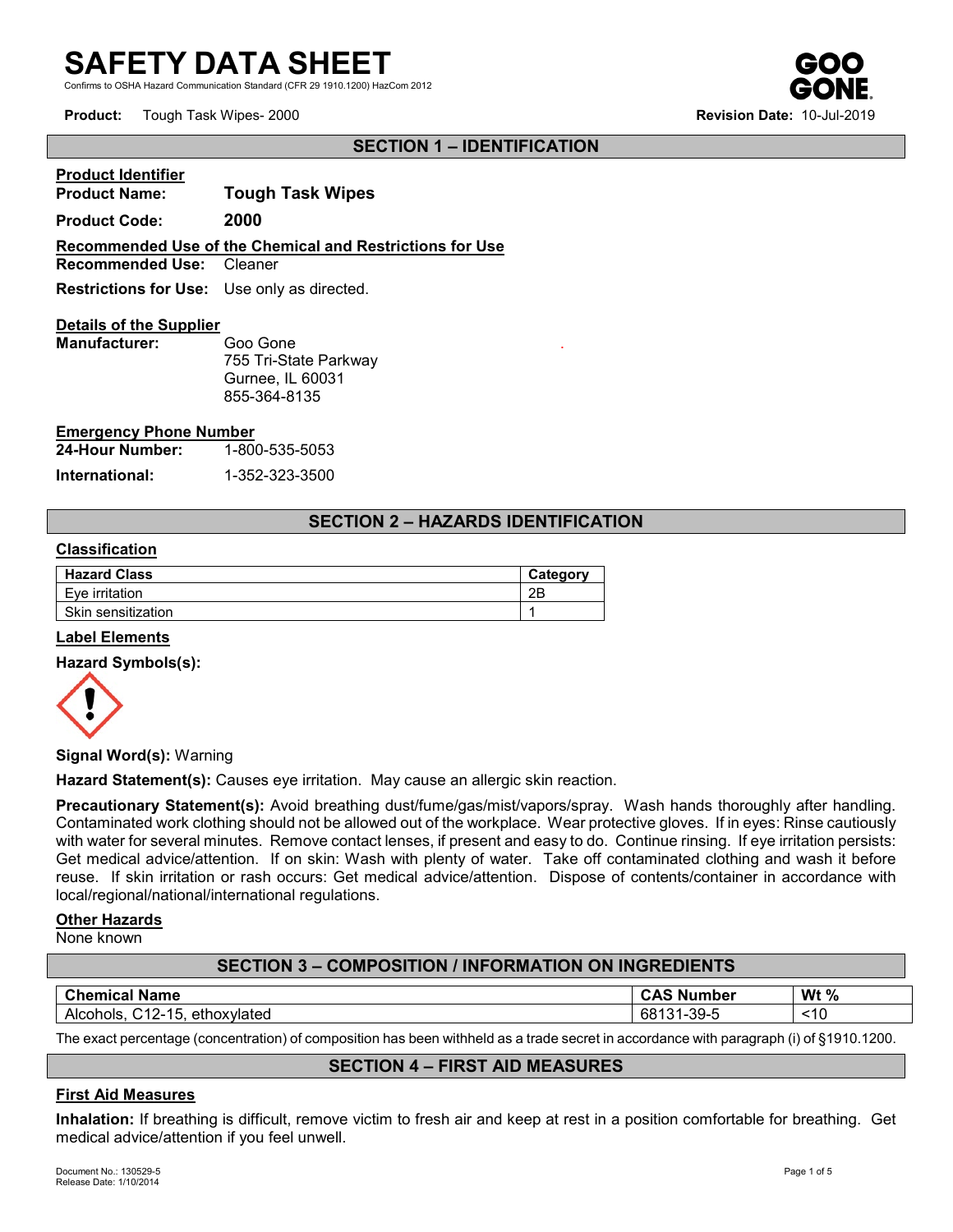# SAFETY DATA SHEET

Confirms to OSHA Hazard Communication Standard (CFR 29 1910.1200) HazCom 2012

**Product:** Tough Task Wipes- 2000 **Revision Date:** 10-Jul-2019

## SECTION 1 – IDENTIFICATION

**Product Identifier**

**Product Name:** **Tough Task Wipes**

**Product Code:** **2000**

**Recommended Use of the Chemical and Restrictions for Use**

**Recommended Use:** Cleaner

**Restrictions for Use:** Use only as directed.

**Details of the Supplier**

**Manufacturer:** Goo Gone
755 Tri-State Parkway
Gurnee, IL 60031
855-364-8135

**Emergency Phone Number**

**24-Hour Number:** 1-800-535-5053

**International:** 1-352-323-3500

## SECTION 2 – HAZARDS IDENTIFICATION

**Classification**

| Hazard Class | Category |
|---|---|
| Eye irritation | 2B |
| Skin sensitization | 1 |

**Label Elements**

**Hazard Symbols(s):**

**Signal Word(s):** Warning

**Hazard Statement(s):** Causes eye irritation. May cause an allergic skin reaction.

**Precautionary Statement(s):** Avoid breathing dust/fume/gas/mist/vapors/spray. Wash hands thoroughly after handling. Contaminated work clothing should not be allowed out of the workplace. Wear protective gloves. If in eyes: Rinse cautiously with water for several minutes. Remove contact lenses, if present and easy to do. Continue rinsing. If eye irritation persists: Get medical advice/attention. If on skin: Wash with plenty of water. Take off contaminated clothing and wash it before reuse. If skin irritation or rash occurs: Get medical advice/attention. Dispose of contents/container in accordance with local/regional/national/international regulations.

**Other Hazards**

None known

## SECTION 3 – COMPOSITION / INFORMATION ON INGREDIENTS

| Chemical Name | CAS Number | Wt % |
|---|---|---|
| Alcohols, C12-15, ethoxylated | 68131-39-5 | <10 |

The exact percentage (concentration) of composition has been withheld as a trade secret in accordance with paragraph (i) of §1910.1200.

## SECTION 4 – FIRST AID MEASURES

**First Aid Measures**

**Inhalation:** If breathing is difficult, remove victim to fresh air and keep at rest in a position comfortable for breathing. Get medical advice/attention if you feel unwell.

Document No.: 130529-5
Release Date: 1/10/2014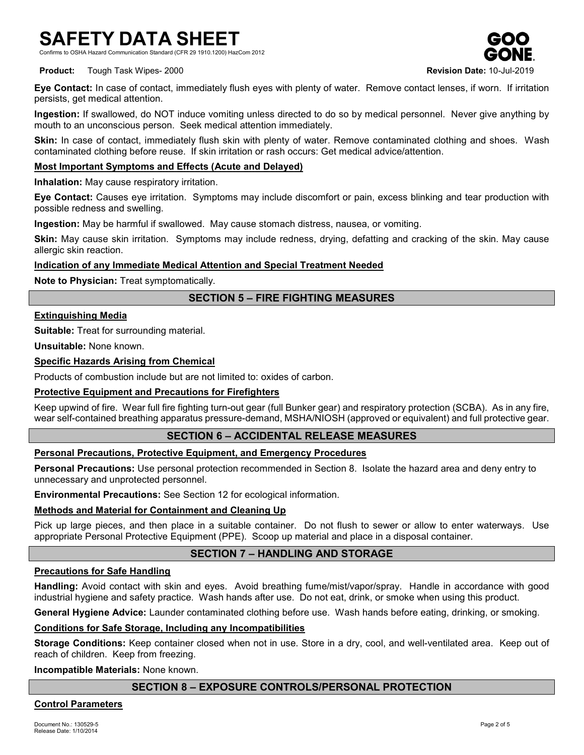**Eye Contact:** In case of contact, immediately flush eyes with plenty of water. Remove contact lenses, if worn. If irritation persists, get medical attention.

**Ingestion:** If swallowed, do NOT induce vomiting unless directed to do so by medical personnel. Never give anything by mouth to an unconscious person. Seek medical attention immediately.

**Skin:** In case of contact, immediately flush skin with plenty of water. Remove contaminated clothing and shoes. Wash contaminated clothing before reuse. If skin irritation or rash occurs: Get medical advice/attention.

### Most Important Symptoms and Effects (Acute and Delayed)

**Inhalation:** May cause respiratory irritation.

**Eye Contact:** Causes eye irritation. Symptoms may include discomfort or pain, excess blinking and tear production with possible redness and swelling.

**Ingestion:** May be harmful if swallowed. May cause stomach distress, nausea, or vomiting.

**Skin:** May cause skin irritation. Symptoms may include redness, drying, defatting and cracking of the skin. May cause allergic skin reaction.

### Indication of any Immediate Medical Attention and Special Treatment Needed

**Note to Physician:** Treat symptomatically.

## SECTION 5 – FIRE FIGHTING MEASURES

### Extinguishing Media

**Suitable:** Treat for surrounding material.

**Unsuitable:** None known.

### Specific Hazards Arising from Chemical

Products of combustion include but are not limited to: oxides of carbon.

### Protective Equipment and Precautions for Firefighters

Keep upwind of fire. Wear full fire fighting turn-out gear (full Bunker gear) and respiratory protection (SCBA). As in any fire, wear self-contained breathing apparatus pressure-demand, MSHA/NIOSH (approved or equivalent) and full protective gear.

## SECTION 6 – ACCIDENTAL RELEASE MEASURES

### Personal Precautions, Protective Equipment, and Emergency Procedures

**Personal Precautions:** Use personal protection recommended in Section 8. Isolate the hazard area and deny entry to unnecessary and unprotected personnel.

**Environmental Precautions:** See Section 12 for ecological information.

### Methods and Material for Containment and Cleaning Up

Pick up large pieces, and then place in a suitable container. Do not flush to sewer or allow to enter waterways. Use appropriate Personal Protective Equipment (PPE). Scoop up material and place in a disposal container.

## SECTION 7 – HANDLING AND STORAGE

### Precautions for Safe Handling

**Handling:** Avoid contact with skin and eyes. Avoid breathing fume/mist/vapor/spray. Handle in accordance with good industrial hygiene and safety practice. Wash hands after use. Do not eat, drink, or smoke when using this product.

**General Hygiene Advice:** Launder contaminated clothing before use. Wash hands before eating, drinking, or smoking.

### Conditions for Safe Storage, Including any Incompatibilities

**Storage Conditions:** Keep container closed when not in use. Store in a dry, cool, and well-ventilated area. Keep out of reach of children. Keep from freezing.

**Incompatible Materials:** None known.

## SECTION 8 – EXPOSURE CONTROLS/PERSONAL PROTECTION

### Control Parameters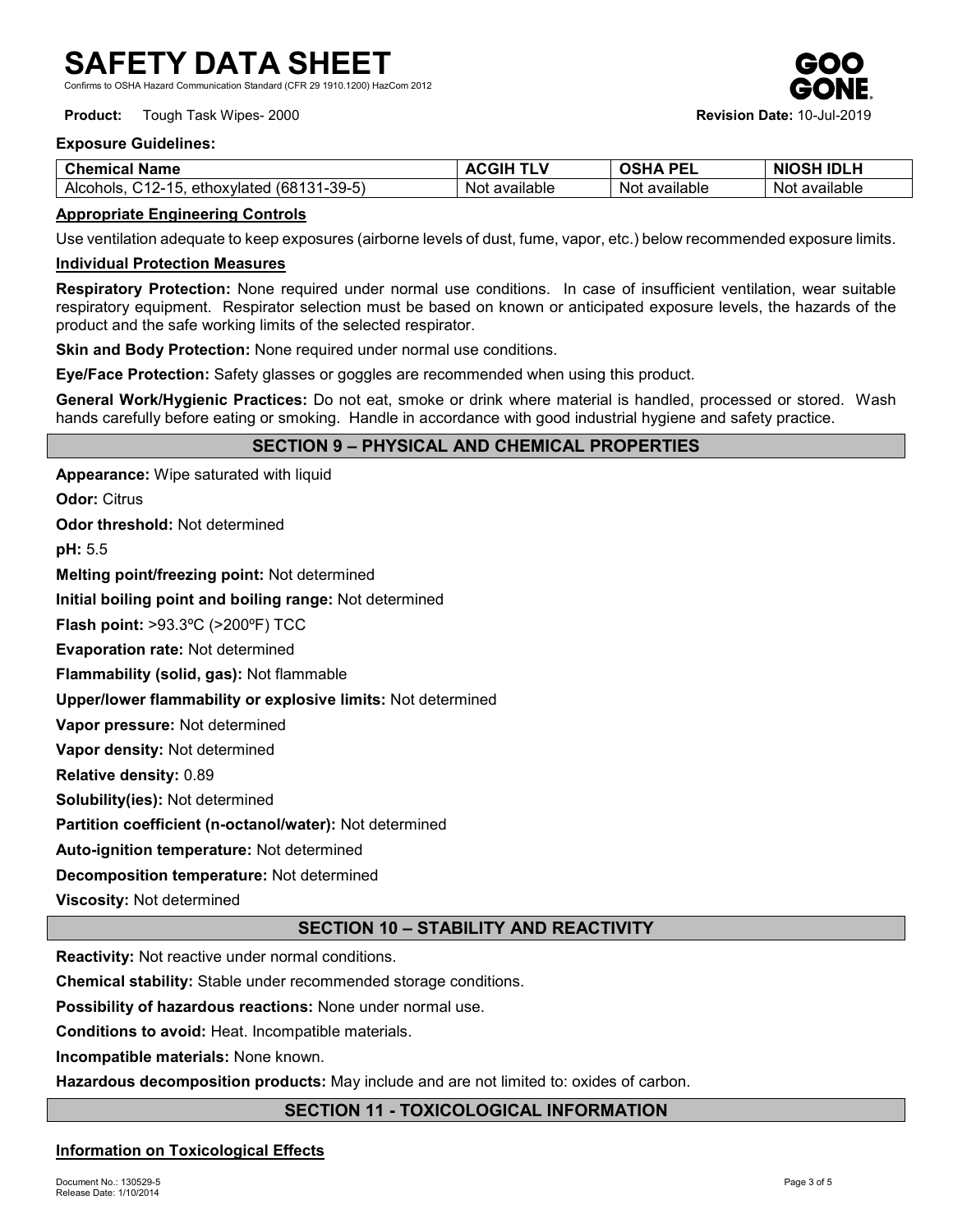**Exposure Guidelines:**

| Chemical Name | ACGIH TLV | OSHA PEL | NIOSH IDLH |
|---|---|---|---|
| Alcohols, C12-15, ethoxylated (68131-39-5) | Not available | Not available | Not available |

**Appropriate Engineering Controls**

Use ventilation adequate to keep exposures (airborne levels of dust, fume, vapor, etc.) below recommended exposure limits.

**Individual Protection Measures**

**Respiratory Protection:** None required under normal use conditions. In case of insufficient ventilation, wear suitable respiratory equipment. Respirator selection must be based on known or anticipated exposure levels, the hazards of the product and the safe working limits of the selected respirator.

**Skin and Body Protection:** None required under normal use conditions.

**Eye/Face Protection:** Safety glasses or goggles are recommended when using this product.

**General Work/Hygienic Practices:** Do not eat, smoke or drink where material is handled, processed or stored. Wash hands carefully before eating or smoking. Handle in accordance with good industrial hygiene and safety practice.

## SECTION 9 – PHYSICAL AND CHEMICAL PROPERTIES

**Appearance:** Wipe saturated with liquid

**Odor:** Citrus

**Odor threshold:** Not determined

**pH:** 5.5

**Melting point/freezing point:** Not determined

**Initial boiling point and boiling range:** Not determined

**Flash point:** >93.3ºC (>200ºF) TCC

**Evaporation rate:** Not determined

**Flammability (solid, gas):** Not flammable

**Upper/lower flammability or explosive limits:** Not determined

**Vapor pressure:** Not determined

**Vapor density:** Not determined

**Relative density:** 0.89

**Solubility(ies):** Not determined

**Partition coefficient (n-octanol/water):** Not determined

**Auto-ignition temperature:** Not determined

**Decomposition temperature:** Not determined

**Viscosity:** Not determined

## SECTION 10 – STABILITY AND REACTIVITY

**Reactivity:** Not reactive under normal conditions.

**Chemical stability:** Stable under recommended storage conditions.

**Possibility of hazardous reactions:** None under normal use.

**Conditions to avoid:** Heat. Incompatible materials.

**Incompatible materials:** None known.

**Hazardous decomposition products:** May include and are not limited to: oxides of carbon.

## SECTION 11 - TOXICOLOGICAL INFORMATION

**Information on Toxicological Effects**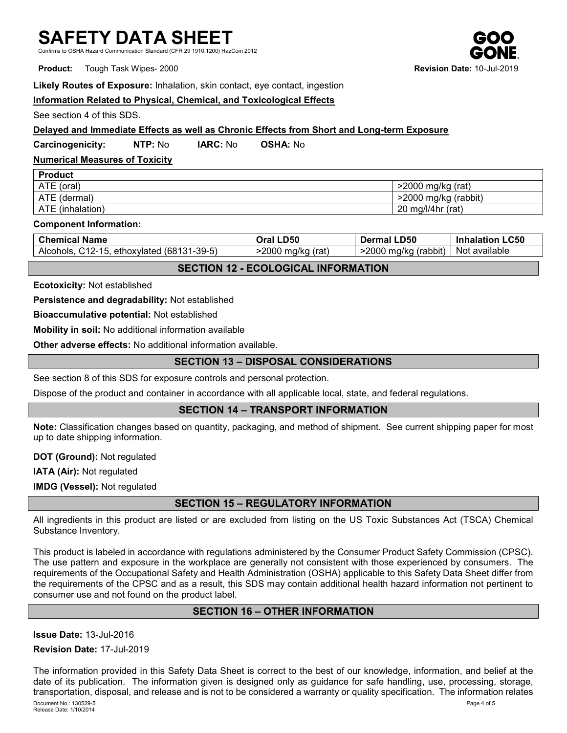**Likely Routes of Exposure:** Inhalation, skin contact, eye contact, ingestion

**Information Related to Physical, Chemical, and Toxicological Effects**

See section 4 of this SDS.

**Delayed and Immediate Effects as well as Chronic Effects from Short and Long-term Exposure**

**Carcinogenicity:** **NTP:** No **IARC:** No **OSHA:** No

**Numerical Measures of Toxicity**

| Product | |
|---|---|
| ATE (oral) | >2000 mg/kg (rat) |
| ATE (dermal) | >2000 mg/kg (rabbit) |
| ATE (inhalation) | 20 mg/l/4hr (rat) |

**Component Information:**

| Chemical Name | Oral LD50 | Dermal LD50 | Inhalation LC50 |
|---|---|---|---|
| Alcohols, C12-15, ethoxylated (68131-39-5) | >2000 mg/kg (rat) | >2000 mg/kg (rabbit) | Not available |

## SECTION 12 - ECOLOGICAL INFORMATION

**Ecotoxicity:** Not established

**Persistence and degradability:** Not established

**Bioaccumulative potential:** Not established

**Mobility in soil:** No additional information available

**Other adverse effects:** No additional information available.

## SECTION 13 – DISPOSAL CONSIDERATIONS

See section 8 of this SDS for exposure controls and personal protection.

Dispose of the product and container in accordance with all applicable local, state, and federal regulations.

## SECTION 14 – TRANSPORT INFORMATION

**Note:** Classification changes based on quantity, packaging, and method of shipment. See current shipping paper for most up to date shipping information.

**DOT (Ground):** Not regulated

**IATA (Air):** Not regulated

**IMDG (Vessel):** Not regulated

## SECTION 15 – REGULATORY INFORMATION

All ingredients in this product are listed or are excluded from listing on the US Toxic Substances Act (TSCA) Chemical Substance Inventory.

This product is labeled in accordance with regulations administered by the Consumer Product Safety Commission (CPSC). The use pattern and exposure in the workplace are generally not consistent with those experienced by consumers. The requirements of the Occupational Safety and Health Administration (OSHA) applicable to this Safety Data Sheet differ from the requirements of the CPSC and as a result, this SDS may contain additional health hazard information not pertinent to consumer use and not found on the product label.

## SECTION 16 – OTHER INFORMATION

**Issue Date:** 13-Jul-2016

**Revision Date:** 17-Jul-2019

The information provided in this Safety Data Sheet is correct to the best of our knowledge, information, and belief at the date of its publication. The information given is designed only as guidance for safe handling, use, processing, storage, transportation, disposal, and release and is not to be considered a warranty or quality specification. The information relates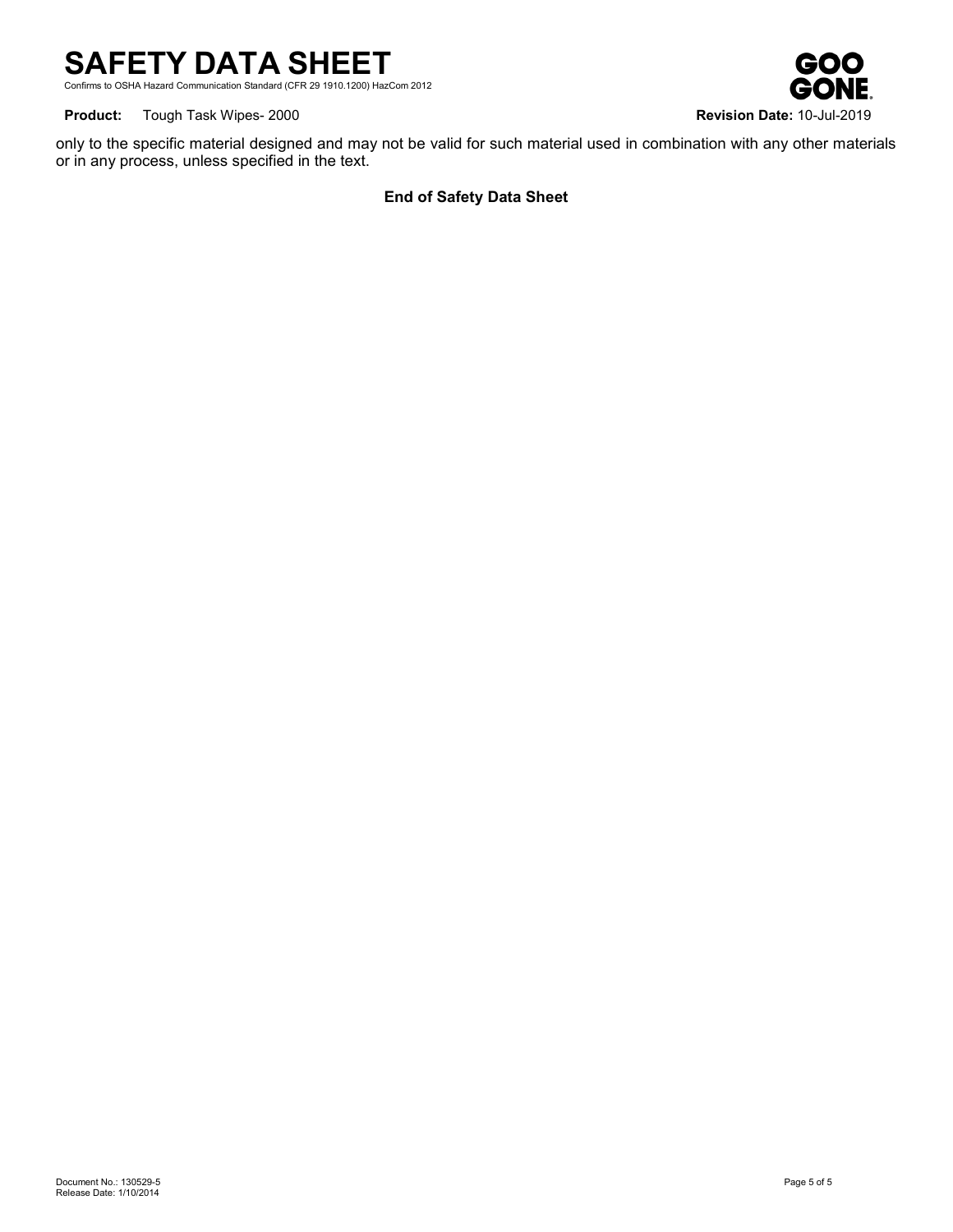only to the specific material designed and may not be valid for such material used in combination with any other materials or in any process, unless specified in the text.

**End of Safety Data Sheet**